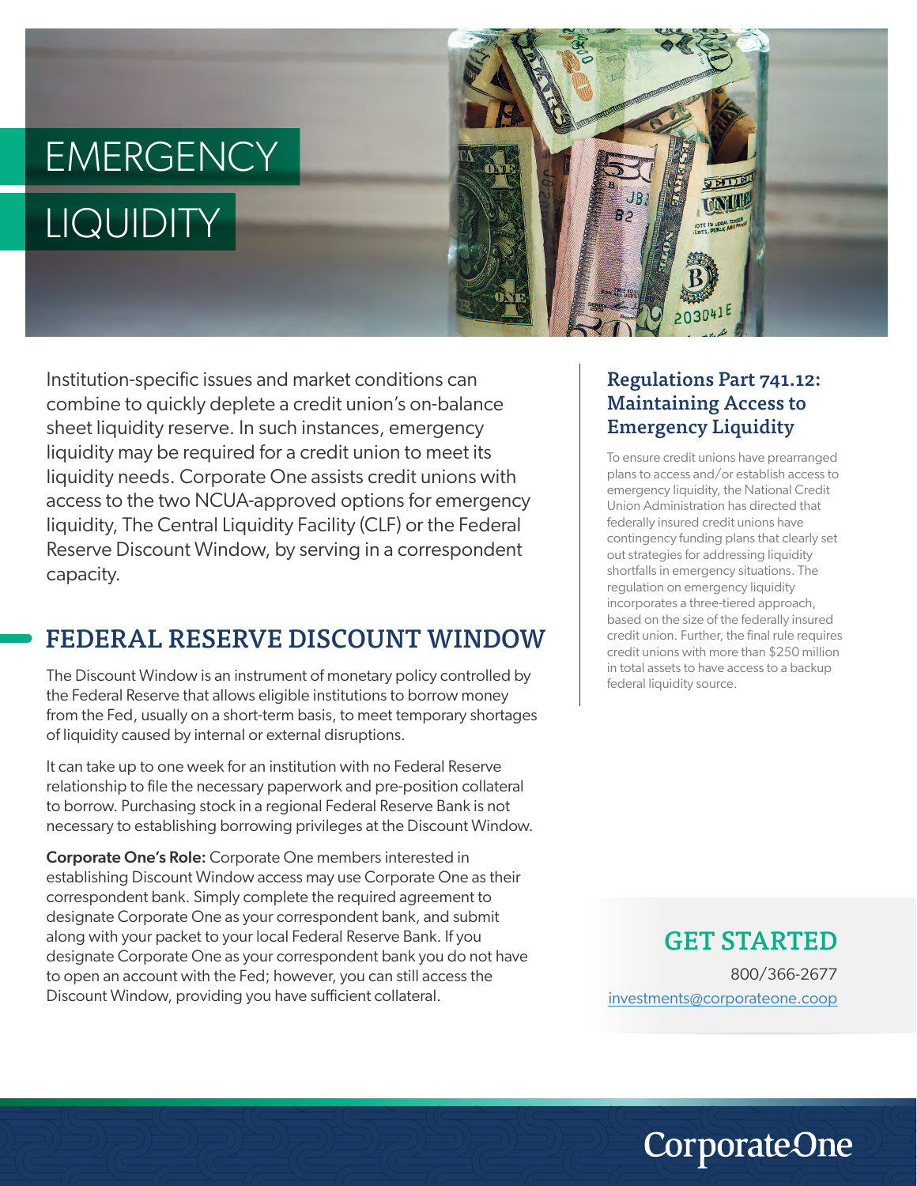# EMERGENCY LIQUIDITY

Institution-specific issues and market conditions can combine to quickly deplete a credit union's on-balance sheet liquidity reserve. In such instances, emergency liquidity may be required for a credit union to meet its liquidity needs. Corporate One assists credit unions with access to the two NCUA-approved options for emergency liquidity, The Central Liquidity Facility (CLF) or the Federal Reserve Discount Window, by serving in a correspondent capacity.

## FEDERAL RESERVE DISCOUNT WINDOW

The Discount Window is an instrument of monetary policy controlled by the Federal Reserve that allows eligible institutions to borrow money from the Fed, usually on a short-term basis, to meet temporary shortages of liquidity caused by internal or external disruptions.

It can take up to one week for an institution with no Federal Reserve relationship to file the necessary paperwork and pre-position collateral to borrow. Purchasing stock in a regional Federal Reserve Bank is not necessary to establishing borrowing privileges at the Discount Window.

**Corporate One's Role:** Corporate One members interested in establishing Discount Window access may use Corporate One as their correspondent bank. Simply complete the required agreement to designate Corporate One as your correspondent bank, and submit along with your packet to your local Federal Reserve Bank. If you designate Corporate One as your correspondent bank you do not have to open an account with the Fed; however, you can still access the Discount Window, providing you have sufficient collateral.

### Regulations Part 741.12: Maintaining Access to Emergency Liquidity

To ensure credit unions have prearranged plans to access and/or establish access to emergency liquidity, the National Credit Union Administration has directed that federally insured credit unions have contingency funding plans that clearly set out strategies for addressing liquidity shortfalls in emergency situations. The regulation on emergency liquidity incorporates a three-tiered approach, based on the size of the federally insured credit union. Further, the final rule requires credit unions with more than $250 million in total assets to have access to a backup federal liquidity source.

### GET STARTED

800/366-2677

investments@corporateone.coop

CorporateOne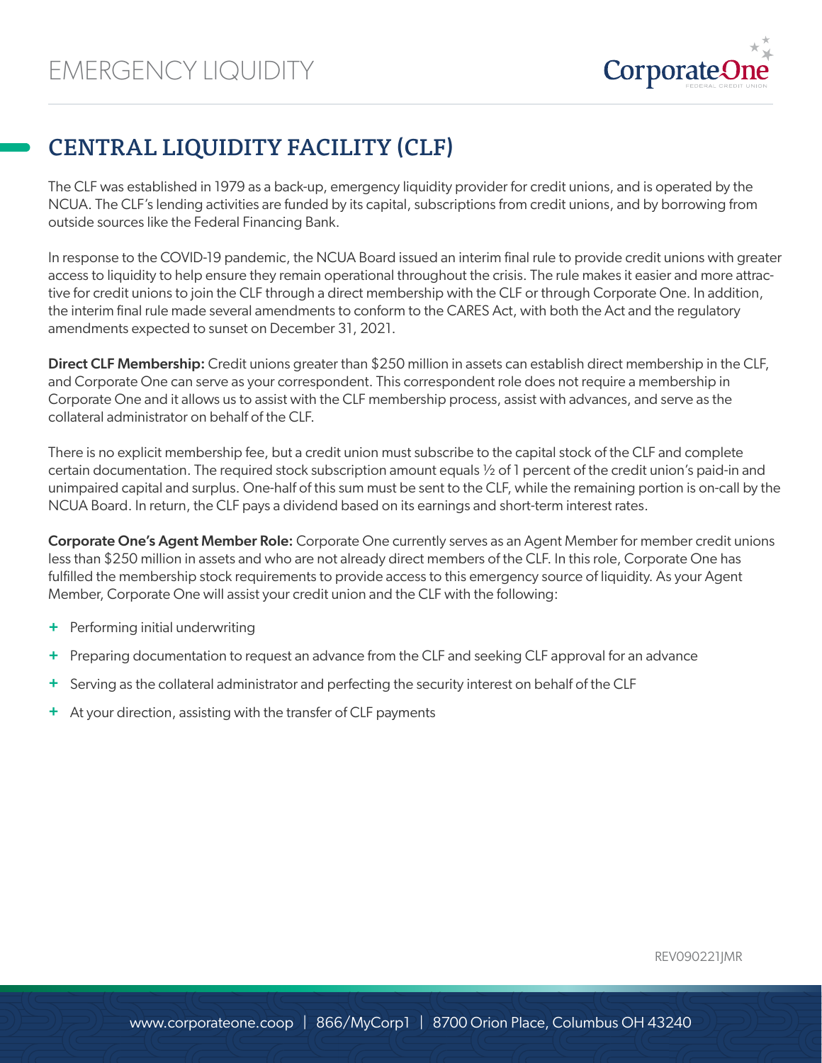# EMERGENCY LIQUIDITY

## CENTRAL LIQUIDITY FACILITY (CLF)

The CLF was established in 1979 as a back-up, emergency liquidity provider for credit unions, and is operated by the NCUA. The CLF's lending activities are funded by its capital, subscriptions from credit unions, and by borrowing from outside sources like the Federal Financing Bank.

In response to the COVID-19 pandemic, the NCUA Board issued an interim final rule to provide credit unions with greater access to liquidity to help ensure they remain operational throughout the crisis. The rule makes it easier and more attractive for credit unions to join the CLF through a direct membership with the CLF or through Corporate One. In addition, the interim final rule made several amendments to conform to the CARES Act, with both the Act and the regulatory amendments expected to sunset on December 31, 2021.

**Direct CLF Membership:** Credit unions greater than $250 million in assets can establish direct membership in the CLF, and Corporate One can serve as your correspondent. This correspondent role does not require a membership in Corporate One and it allows us to assist with the CLF membership process, assist with advances, and serve as the collateral administrator on behalf of the CLF.

There is no explicit membership fee, but a credit union must subscribe to the capital stock of the CLF and complete certain documentation. The required stock subscription amount equals ½ of 1 percent of the credit union's paid-in and unimpaired capital and surplus. One-half of this sum must be sent to the CLF, while the remaining portion is on-call by the NCUA Board. In return, the CLF pays a dividend based on its earnings and short-term interest rates.

**Corporate One's Agent Member Role:** Corporate One currently serves as an Agent Member for member credit unions less than $250 million in assets and who are not already direct members of the CLF. In this role, Corporate One has fulfilled the membership stock requirements to provide access to this emergency source of liquidity. As your Agent Member, Corporate One will assist your credit union and the CLF with the following:

- Performing initial underwriting
- Preparing documentation to request an advance from the CLF and seeking CLF approval for an advance
- Serving as the collateral administrator and perfecting the security interest on behalf of the CLF
- At your direction, assisting with the transfer of CLF payments

REV090221JMR

www.corporateone.coop | 866/MyCorp1 | 8700 Orion Place, Columbus OH 43240